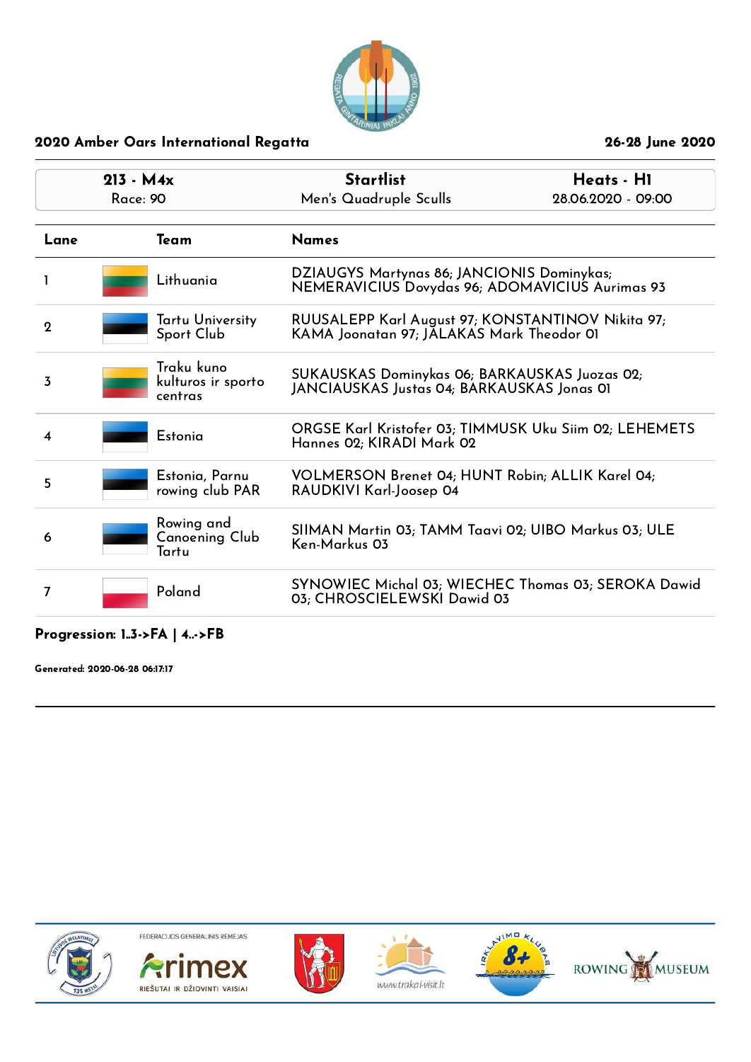## 2020 Amber Oars International Regatta

26-28 June 2020

| 213 - M4x<br>Race: 90 | Startlist<br>Men's Quadruple Sculls | Heats - H1<br>28.06.2020 - 09:00 |
|---|---|---|

| Lane | Team | Names |
|---|---|---|
| 1 | Lithuania | DZIAUGYS Martynas 86; JANCIONIS Dominykas; NEMERAVICIUS Dovydas 96; ADOMAVICIUS Aurimas 93 |
| 2 | Tartu University Sport Club | RUUSALEPP Karl August 97; KONSTANTINOV Nikita 97; KAMA Joonatan 97; JÄLAKAS Mark Theodor 01 |
| 3 | Traku kuno kulturos ir sporto centras | SUKAUSKAS Dominykas 06; BARKAUSKAS Juozas 02; JANCIAUSKAS Justas 04; BARKAUSKAS Jonas 01 |
| 4 | Estonia | ORGSE Karl Kristofer 03; TIMMUSK Uku Siim 02; LEHEMETS Hannes 02; KIRADI Mark 02 |
| 5 | Estonia, Parnu rowing club PAR | VOLMERSON Brenet 04; HUNT Robin; ALLIK Karel 04; RAUDKIVI Karl-Joosep 04 |
| 6 | Rowing and Canoening Club Tartu | SIIMAN Martin 03; TAMM Taavi 02; UIBO Markus 03; ULE Ken-Markus 03 |
| 7 | Poland | SYNOWIEC Michal 03; WIECHEC Thomas 03; SEROKA Dawid 03; CHROSCIELEWSKI Dawid 03 |

**Progression: 1..3->FA | 4..->FB**

**Generated: 2020-06-28 06:17:17**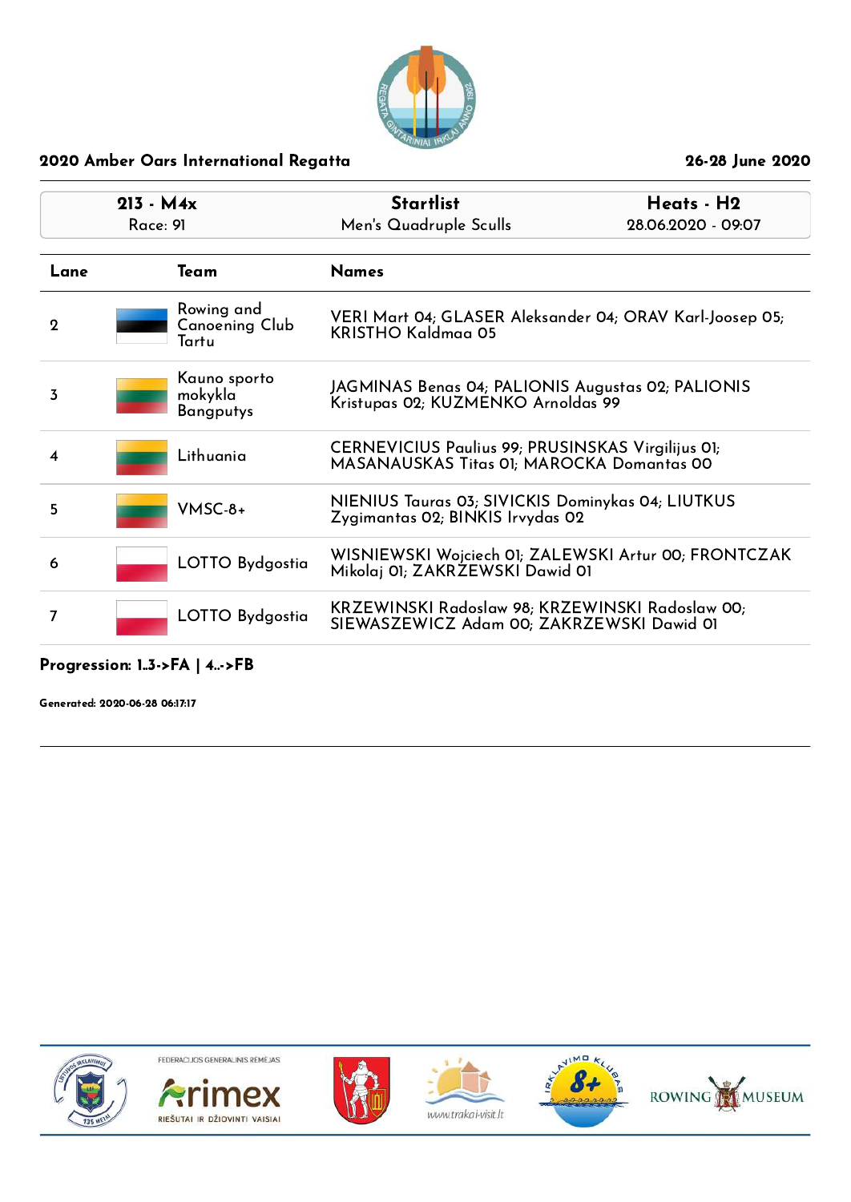**2020 Amber Oars International Regatta** — **26-28 June 2020**

| 213 - M4x | Startlist | Heats - H2 |
|---|---|---|
| Race: 91 | Men's Quadruple Sculls | 28.06.2020 - 09:07 |

| Lane | Team | Names |
|---|---|---|
| 2 | Rowing and Canoening Club Tartu | VERI Mart 04; GLASER Aleksander 04; ORAV Karl-Joosep 05; KRISTHO Kaldmaa 05 |
| 3 | Kauno sporto mokykla Bangputys | JAGMINAS Benas 04; PALIONIS Augustas 02; PALIONIS Kristupas 02; KUZMENKO Arnoldas 99 |
| 4 | Lithuania | CERNEVICIUS Paulius 99; PRUSINSKAS Virgilijus 01; MASANAUSKAS Titas 01; MAROCKA Domantas 00 |
| 5 | VMSC-8+ | NIENIUS Tauras 03; SIVICKIS Dominykas 04; LIUTKUS Zygimantas 02; BINKIS Irvydas 02 |
| 6 | LOTTO Bydgostia | WISNIEWSKI Wojciech 01; ZALEWSKI Artur 00; FRONTCZAK Mikolaj 01; ZAKRZEWSKI Dawid 01 |
| 7 | LOTTO Bydgostia | KRZEWINSKI Radoslaw 98; KRZEWINSKI Radoslaw 00; SIEWASZEWICZ Adam 00; ZAKRZEWSKI Dawid 01 |

**Progression: 1..3->FA | 4..->FB**

**Generated: 2020-06-28 06:17:17**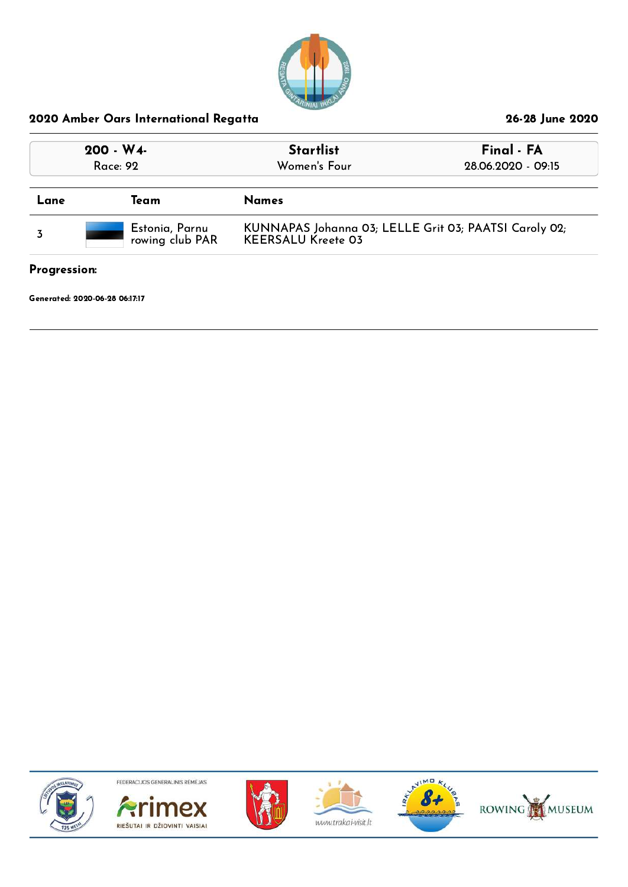## 2020 Amber Oars International Regatta

26-28 June 2020

| 200 - W4- | Startlist | Final - FA |
|---|---|---|
| Race: 92 | Women's Four | 28.06.2020 - 09:15 |

| Lane | Team | Names |
|---|---|---|
| 3 | Estonia, Parnu rowing club PAR | KUNNAPAS Johanna 03; LELLE Grit 03; PAATSI Caroly 02; KEERSALU Kreete 03 |

**Progression:**

**Generated: 2020-06-28 06:17:17**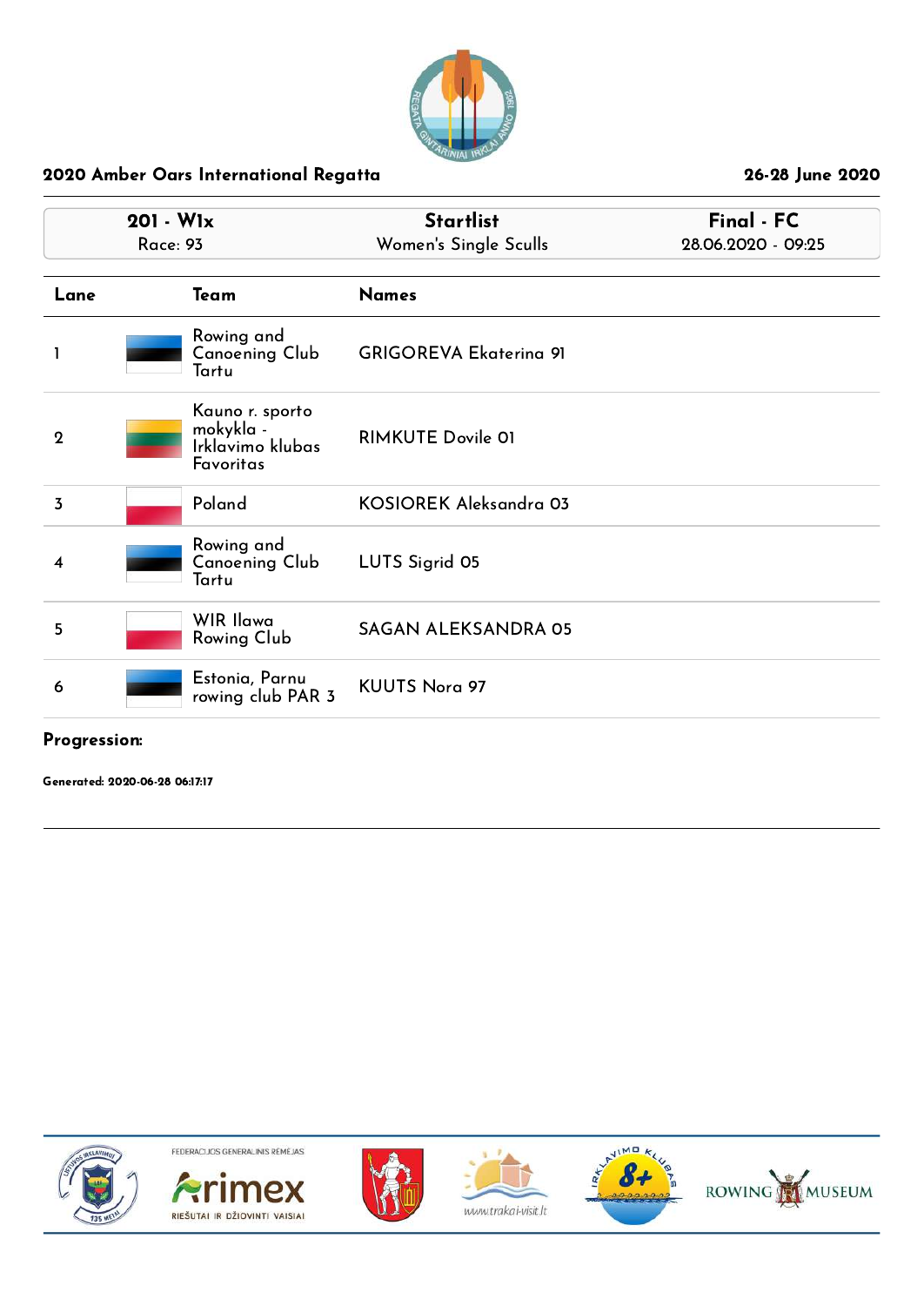## 2020 Amber Oars International Regatta

26-28 June 2020

| 201 - W1x | Startlist | Final - FC |
|---|---|---|
| Race: 93 | Women's Single Sculls | 28.06.2020 - 09:25 |

| Lane | Team | Names |
|---|---|---|
| 1 | Rowing and Canoening Club Tartu | GRIGOREVA Ekaterina 91 |
| 2 | Kauno r. sporto mokykla - Irklavimo klubas Favoritas | RIMKUTE Dovile 01 |
| 3 | Poland | KOSIOREK Aleksandra 03 |
| 4 | Rowing and Canoening Club Tartu | LUTS Sigrid 05 |
| 5 | WIR Ilawa Rowing Club | SAGAN ALEKSANDRA 05 |
| 6 | Estonia, Parnu rowing club PAR 3 | KUUTS Nora 97 |

**Progression:**

**Generated: 2020-06-28 06:17:17**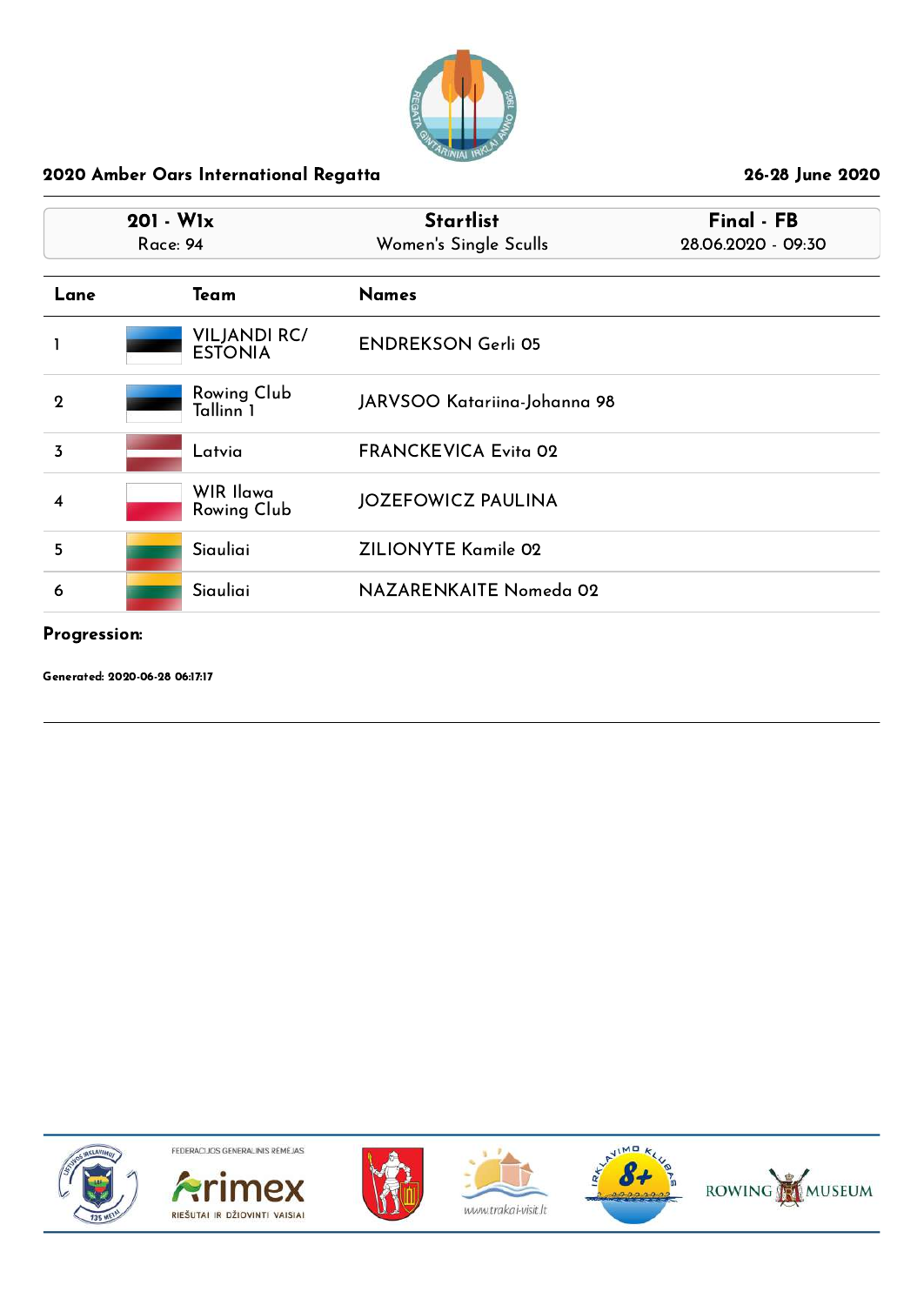## 2020 Amber Oars International Regatta

26-28 June 2020

| 201 - W1x | Startlist | Final - FB |
|---|---|---|
| Race: 94 | Women's Single Sculls | 28.06.2020 - 09:30 |

| Lane | Team | Names |
|---|---|---|
| 1 | VILJANDI RC/ ESTONIA | ENDREKSON Gerli 05 |
| 2 | Rowing Club Tallinn 1 | JARVSOO Katariina-Johanna 98 |
| 3 | Latvia | FRANCKEVICA Evita 02 |
| 4 | WIR Ilawa Rowing Club | JOZEFOWICZ PAULINA |
| 5 | Siauliai | ZILIONYTE Kamile 02 |
| 6 | Siauliai | NAZARENKAITE Nomeda 02 |

**Progression:**

**Generated: 2020-06-28 06:17:17**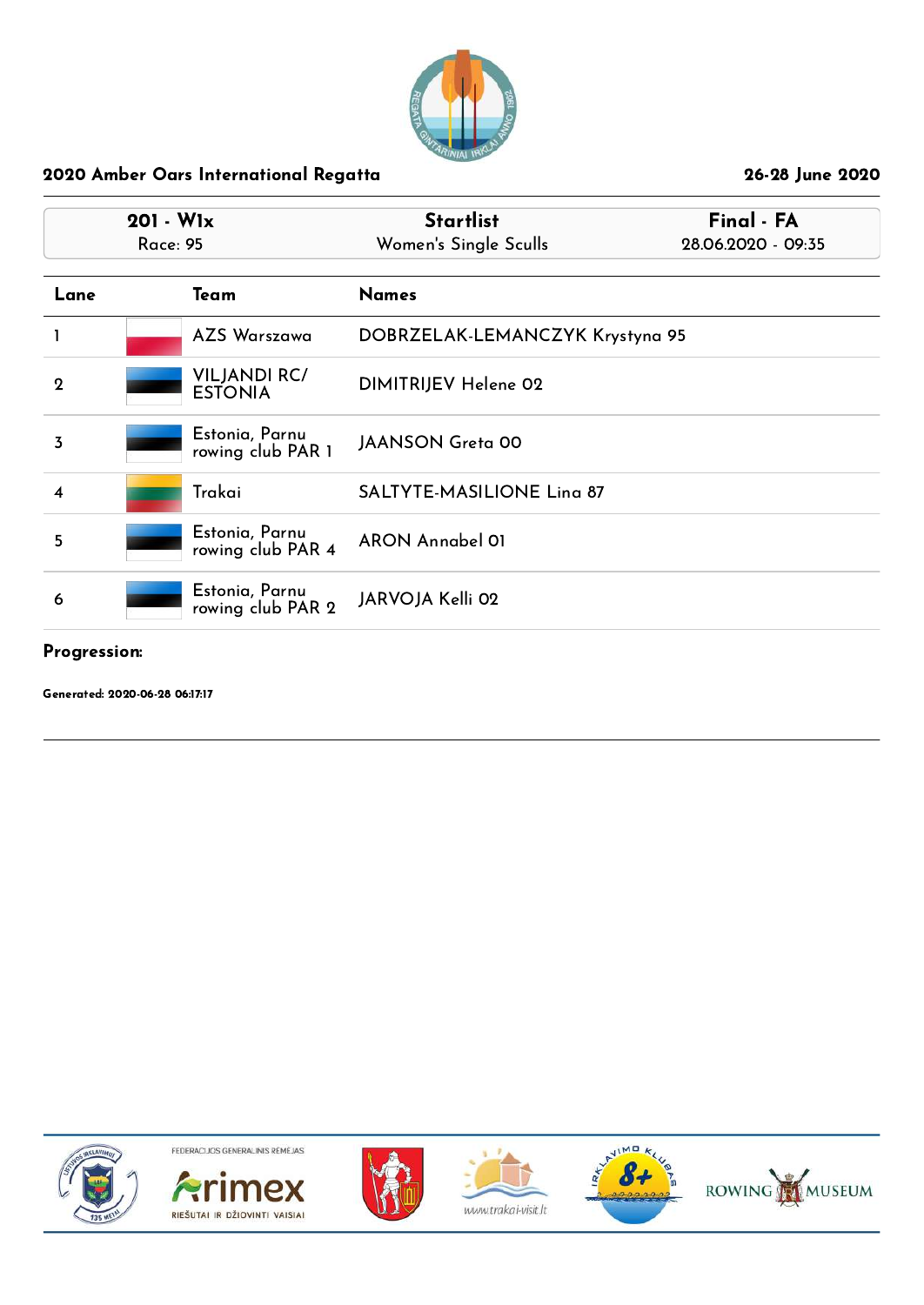## 2020 Amber Oars International Regatta

26-28 June 2020

| 201 - W1x | Startlist | Final - FA |
|---|---|---|
| Race: 95 | Women's Single Sculls | 28.06.2020 - 09:35 |

| Lane | Team | Names |
|---|---|---|
| 1 | AZS Warszawa | DOBRZELAK-LEMANCZYK Krystyna 95 |
| 2 | VILJANDI RC/ ESTONIA | DIMITRIJEV Helene 02 |
| 3 | Estonia, Parnu rowing club PAR 1 | JAANSON Greta 00 |
| 4 | Trakai | SALTYTE-MASILIONE Lina 87 |
| 5 | Estonia, Parnu rowing club PAR 4 | ARON Annabel 01 |
| 6 | Estonia, Parnu rowing club PAR 2 | JARVOJA Kelli 02 |

**Progression:**

**Generated: 2020-06-28 06:17:17**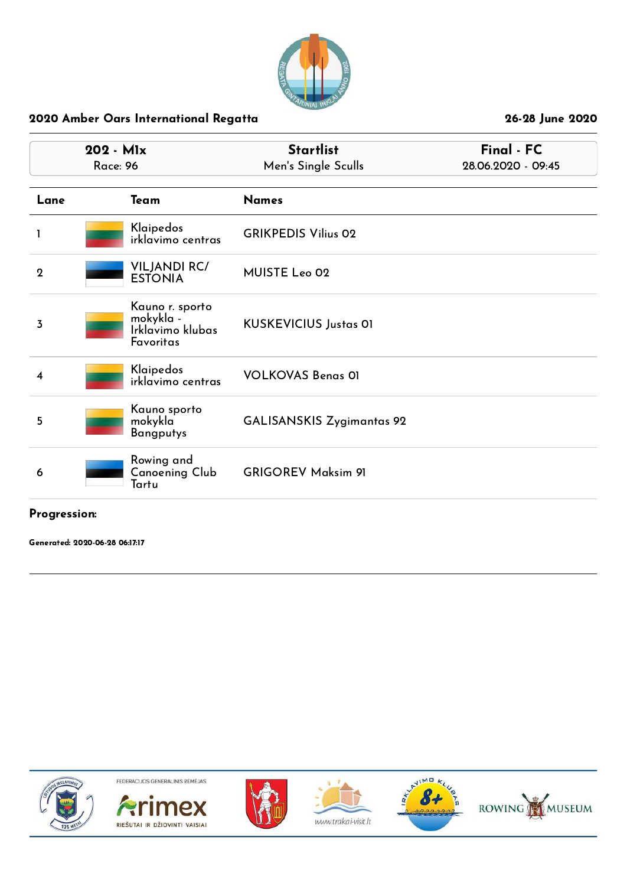## 2020 Amber Oars International Regatta

26-28 June 2020

| 202 - M1x<br>Race: 96 | Startlist<br>Men's Single Sculls | Final - FC<br>28.06.2020 - 09:45 |
|---|---|---|

| Lane | Team | Names |
|---|---|---|
| 1 | Klaipedos irklavimo centras | GRIKPEDIS Vilius 02 |
| 2 | VILJANDI RC/ ESTONIA | MUISTE Leo 02 |
| 3 | Kauno r. sporto mokykla - Irklavimo klubas Favoritas | KUSKEVICIUS Justas 01 |
| 4 | Klaipedos irklavimo centras | VOLKOVAS Benas 01 |
| 5 | Kauno sporto mokykla Bangputys | GALISANSKIS Zygimantas 92 |
| 6 | Rowing and Canoeing Club Tartu | GRIGOREV Maksim 91 |

**Progression:**

**Generated: 2020-06-28 06:17:17**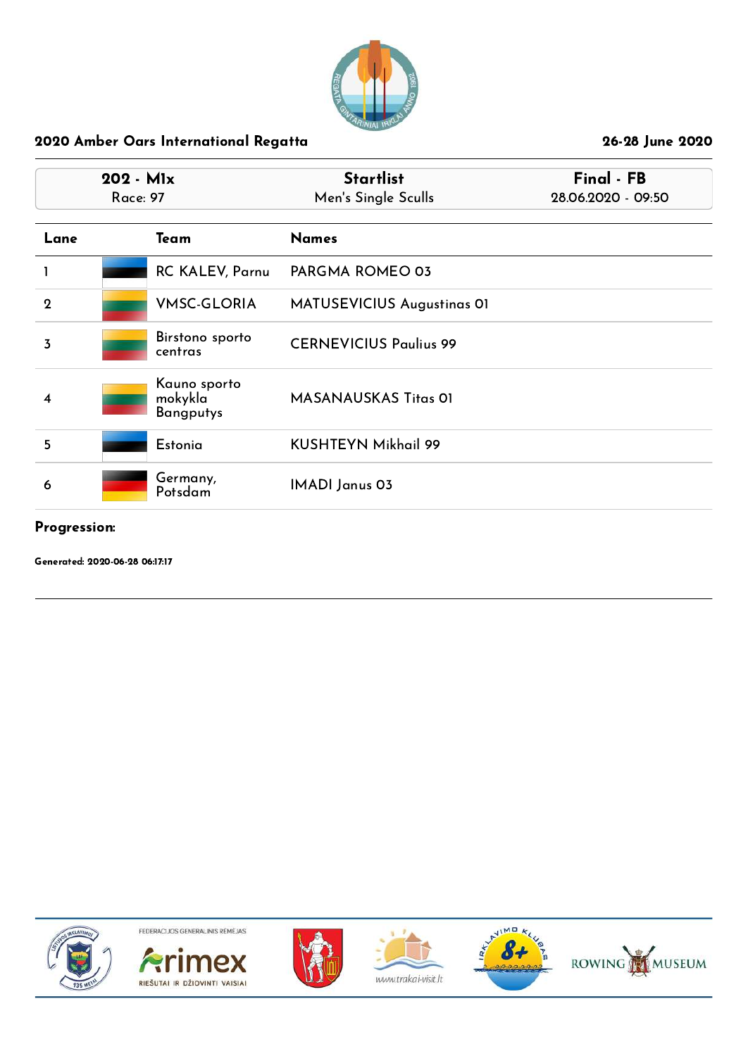## 2020 Amber Oars International Regatta

26-28 June 2020

| 202 - M1x<br>Race: 97 | Startlist<br>Men's Single Sculls | Final - FB<br>28.06.2020 - 09:50 |
|---|---|---|

| Lane | Team | Names |
|---|---|---|
| 1 | RC KALEV, Parnu | PARGMA ROMEO 03 |
| 2 | VMSC-GLORIA | MATUSEVICIUS Augustinas 01 |
| 3 | Birstono sporto centras | CERNEVICIUS Paulius 99 |
| 4 | Kauno sporto mokykla Bangputys | MASANAUSKAS Titas 01 |
| 5 | Estonia | KUSHTEYN Mikhail 99 |
| 6 | Germany, Potsdam | IMADI Janus 03 |

**Progression:**

**Generated: 2020-06-28 06:17:17**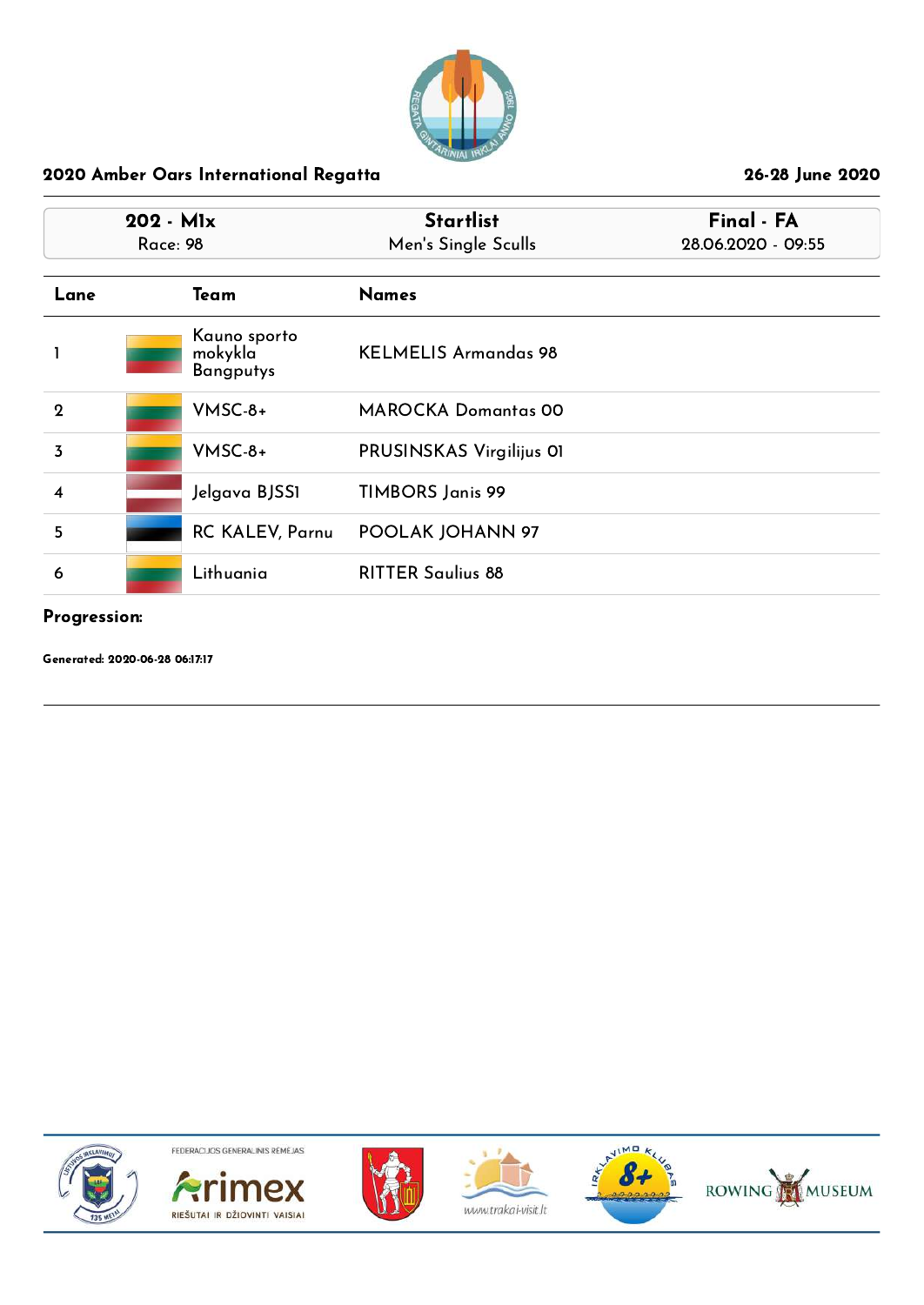2020 Amber Oars International Regatta

26-28 June 2020

| 202 - M1x | Startlist | Final - FA |
|---|---|---|
| Race: 98 | Men's Single Sculls | 28.06.2020 - 09:55 |

| Lane | Team | Names |
|---|---|---|
| 1 | Kauno sporto mokykla Bangputys | KELMELIS Armandas 98 |
| 2 | VMSC-8+ | MAROCKA Domantas 00 |
| 3 | VMSC-8+ | PRUSINSKAS Virgilijus 01 |
| 4 | Jelgava BJSS1 | TIMBORS Janis 99 |
| 5 | RC KALEV, Parnu | POOLAK JOHANN 97 |
| 6 | Lithuania | RITTER Saulius 88 |

**Progression:**

**Generated: 2020-06-28 06:17:17**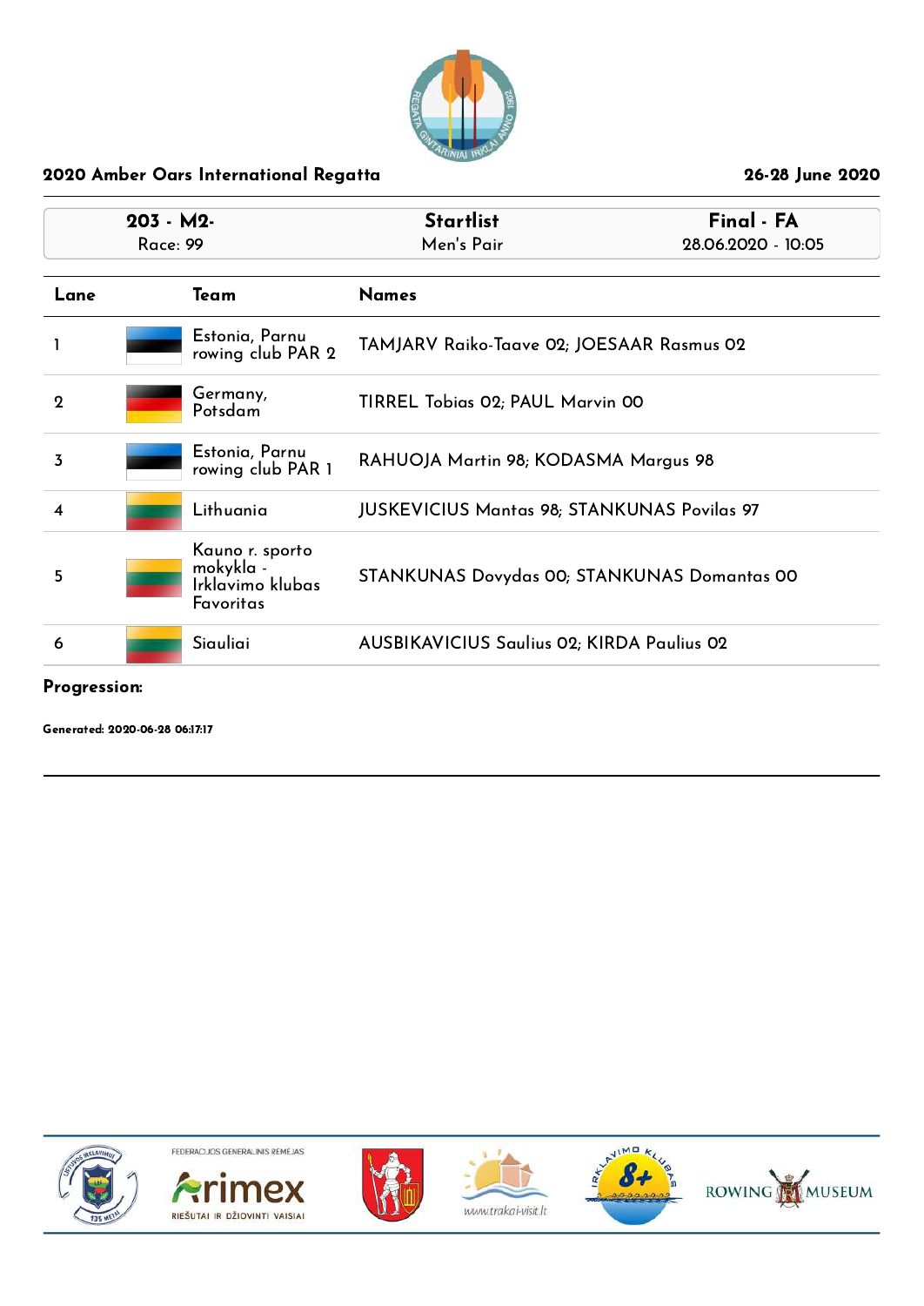## 2020 Amber Oars International Regatta

26-28 June 2020

| 203 - M2- | Startlist | Final - FA |
| --- | --- | --- |
| Race: 99 | Men's Pair | 28.06.2020 - 10:05 |

| Lane | Team | Names |
| --- | --- | --- |
| 1 | Estonia, Parnu rowing club PAR 2 | TAMJARV Raiko-Taave 02; JOESAAR Rasmus 02 |
| 2 | Germany, Potsdam | TIRREL Tobias 02; PAUL Marvin 00 |
| 3 | Estonia, Parnu rowing club PAR 1 | RAHUOJA Martin 98; KODASMA Margus 98 |
| 4 | Lithuania | JUSKEVICIUS Mantas 98; STANKUNAS Povilas 97 |
| 5 | Kauno r. sporto mokykla - Irklavimo klubas Favoritas | STANKUNAS Dovydas 00; STANKUNAS Domantas 00 |
| 6 | Siauliai | AUSBIKAVICIUS Saulius 02; KIRDA Paulius 02 |

**Progression:**

**Generated: 2020-06-28 06:17:17**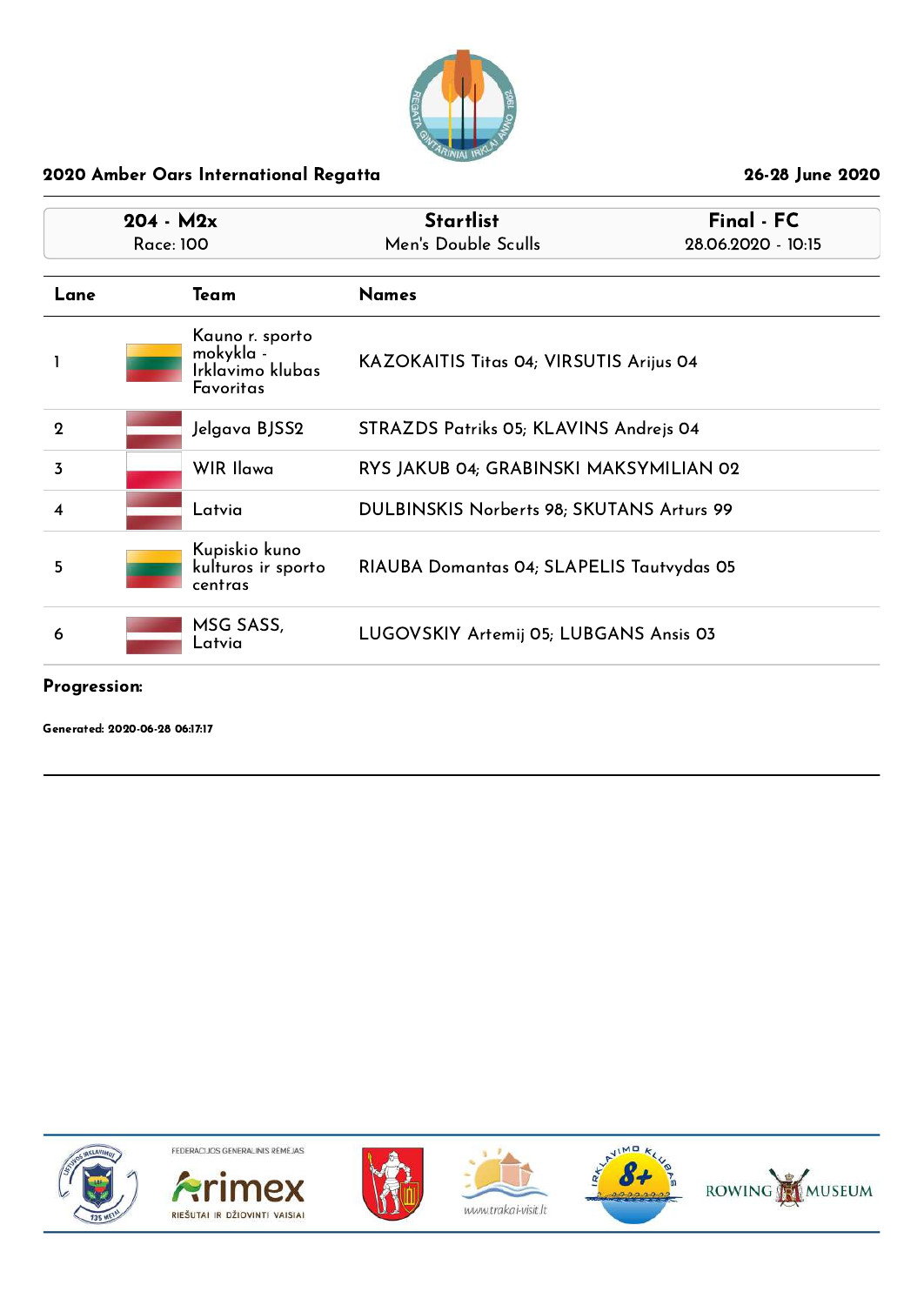## 2020 Amber Oars International Regatta

26-28 June 2020

| 204 - M2x<br>Race: 100 | Startlist<br>Men's Double Sculls | Final - FC<br>28.06.2020 - 10:15 |
|---|---|---|

| Lane | Team | Names |
|---|---|---|
| 1 | Kauno r. sporto mokykla - Irklavimo klubas Favoritas | KAZOKAITIS Titas 04; VIRSUTIS Arijus 04 |
| 2 | Jelgava BJSS2 | STRAZDS Patriks 05; KLAVINS Andrejs 04 |
| 3 | WIR Ilawa | RYS JAKUB 04; GRABINSKI MAKSYMILIAN 02 |
| 4 | Latvia | DULBINSKIS Norberts 98; SKUTANS Arturs 99 |
| 5 | Kupiskio kuno kulturos ir sporto centras | RIAUBA Domantas 04; SLAPELIS Tautvydas 05 |
| 6 | MSG SASS, Latvia | LUGOVSKIY Artemij 05; LUBGANS Ansis 03 |

**Progression:**

**Generated: 2020-06-28 06:17:17**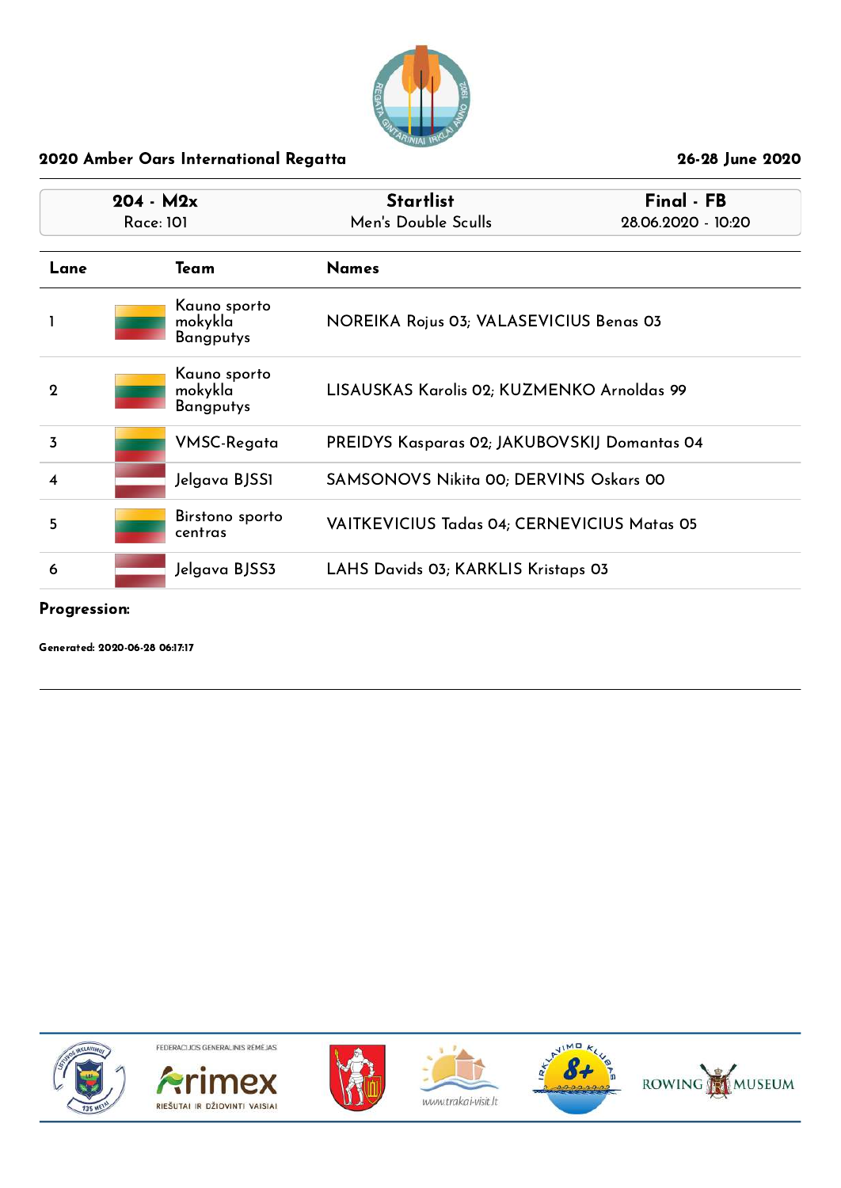## 2020 Amber Oars International Regatta

26-28 June 2020

| 204 - M2x<br>Race: 101 | Startlist<br>Men's Double Sculls | Final - FB<br>28.06.2020 - 10:20 |
|---|---|---|

| Lane | Team | Names |
|---|---|---|
| 1 | Kauno sporto mokykla Bangputys | NOREIKA Rojus 03; VALASEVICIUS Benas 03 |
| 2 | Kauno sporto mokykla Bangputys | LISAUSKAS Karolis 02; KUZMENKO Arnoldas 99 |
| 3 | VMSC-Regata | PREIDYS Kasparas 02; JAKUBOVSKIJ Domantas 04 |
| 4 | Jelgava BJSS1 | SAMSONOVS Nikita 00; DERVINS Oskars 00 |
| 5 | Birstono sporto centras | VAITKEVICIUS Tadas 04; CERNEVICIUS Matas 05 |
| 6 | Jelgava BJSS3 | LAHS Davids 03; KARKLIS Kristaps 03 |

**Progression:**

**Generated: 2020-06-28 06:17:17**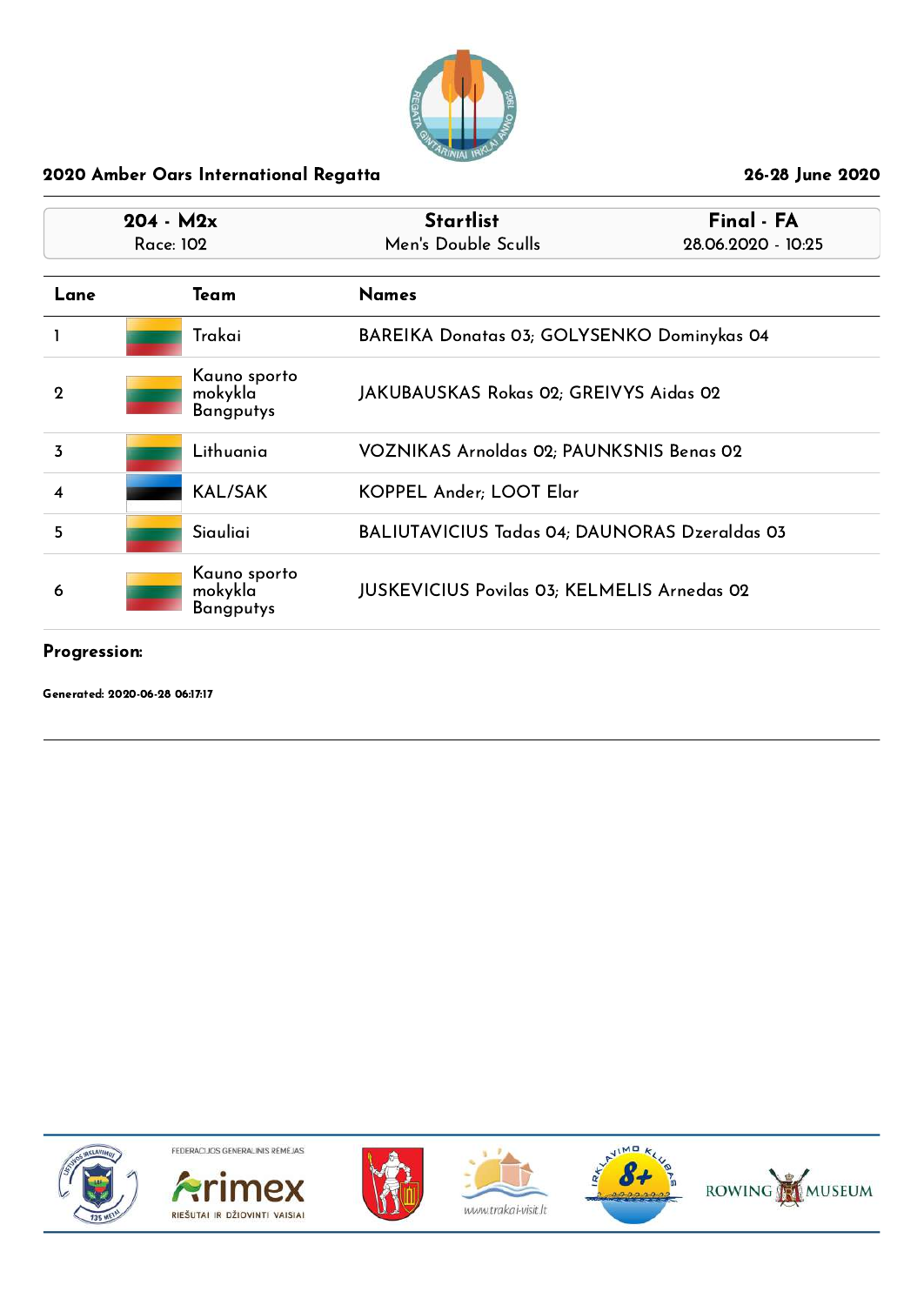## 2020 Amber Oars International Regatta

26-28 June 2020

| 204 - M2x<br>Race: 102 | Startlist<br>Men's Double Sculls | Final - FA<br>28.06.2020 - 10:25 |
|---|---|---|

| Lane | Team | Names |
|---|---|---|
| 1 | Trakai | BAREIKA Donatas 03; GOLYSENKO Dominykas 04 |
| 2 | Kauno sporto mokykla Bangputys | JAKUBAUSKAS Rokas 02; GREIVYS Aidas 02 |
| 3 | Lithuania | VOZNIKAS Arnoldas 02; PAUNKSNIS Benas 02 |
| 4 | KAL/SAK | KOPPEL Ander; LOOT Elar |
| 5 | Siauliai | BALIUTAVICIUS Tadas 04; DAUNORAS Dzeraldas 03 |
| 6 | Kauno sporto mokykla Bangputys | JUSKEVICIUS Povilas 03; KELMELIS Arnedas 02 |

**Progression:**

**Generated: 2020-06-28 06:17:17**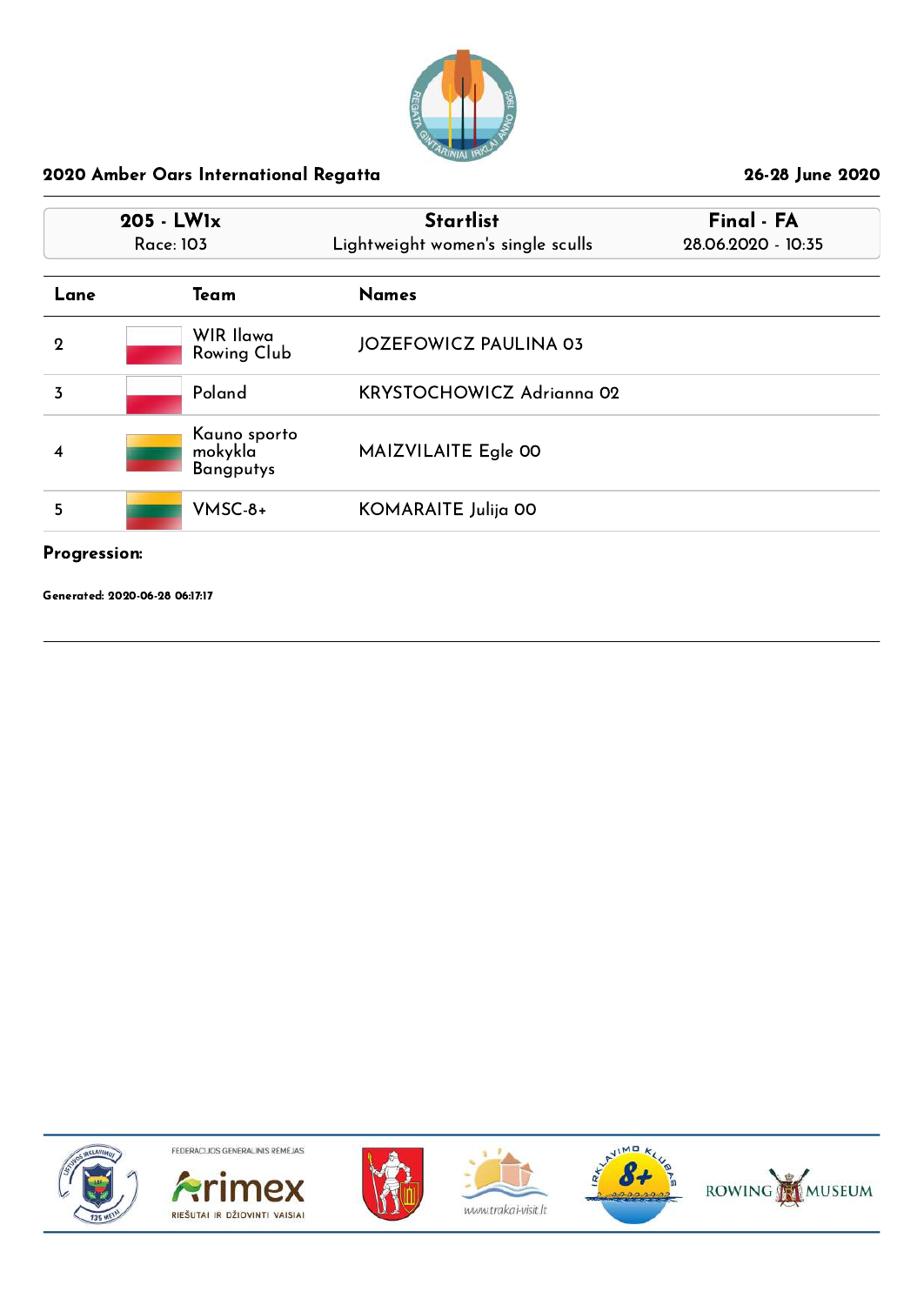## 2020 Amber Oars International Regatta

26-28 June 2020

| 205 - LW1x | Startlist | Final - FA |
|---|---|---|
| Race: 103 | Lightweight women's single sculls | 28.06.2020 - 10:35 |

| Lane | Team | Names |
|---|---|---|
| 2 | WIR Ilawa Rowing Club | JOZEFOWICZ PAULINA 03 |
| 3 | Poland | KRYSTOCHOWICZ Adrianna 02 |
| 4 | Kauno sporto mokykla Bangputys | MAIZVILAITE Egle 00 |
| 5 | VMSC-8+ | KOMARAITE Julija 00 |

**Progression:**

**Generated: 2020-06-28 06:17:17**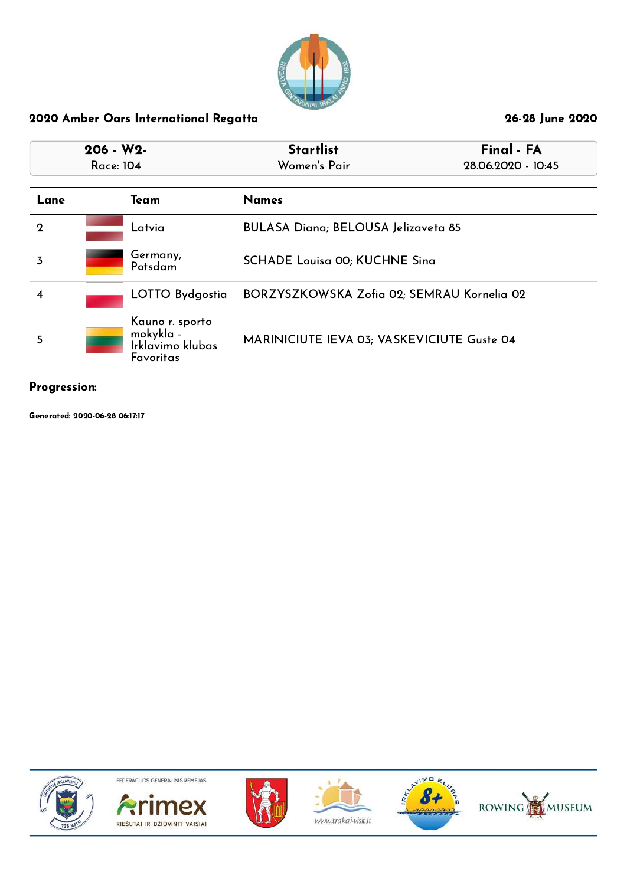## 2020 Amber Oars International Regatta

26-28 June 2020

| 206 - W2- Race: 104 | Startlist Women's Pair | Final - FA 28.06.2020 - 10:45 |
|---|---|---|

| Lane | Team | Names |
|---|---|---|
| 2 | Latvia | BULASA Diana; BELOUSA Jelizaveta 85 |
| 3 | Germany, Potsdam | SCHADE Louisa 00; KUCHNE Sina |
| 4 | LOTTO Bydgostia | BORZYSZKOWSKA Zofia 02; SEMRAU Kornelia 02 |
| 5 | Kauno r. sporto mokykla - Irklavimo klubas Favoritas | MARINICIUTE IEVA 03; VASKEVICIUTE Guste 04 |

**Progression:**

**Generated: 2020-06-28 06:17:17**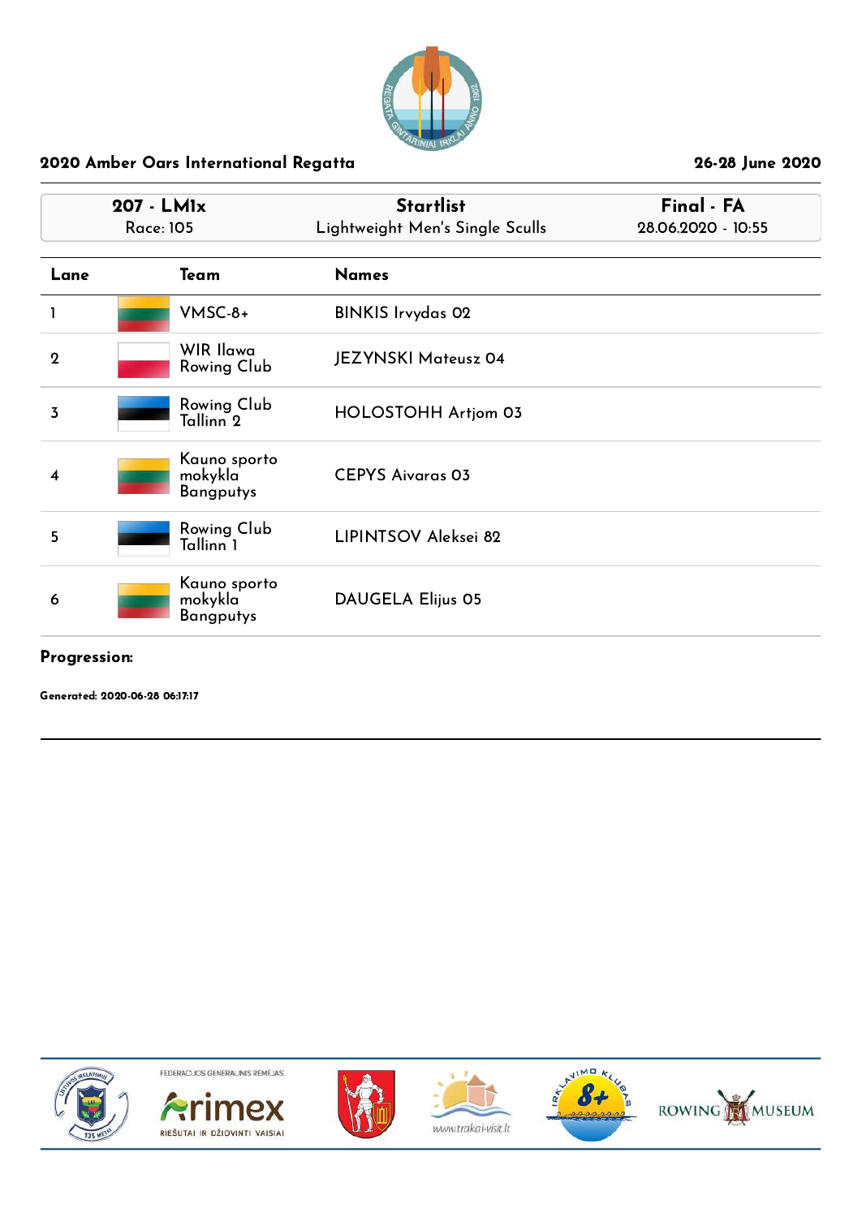## 2020 Amber Oars International Regatta

26-28 June 2020

| 207 - LM1x | Startlist | Final - FA |
| --- | --- | --- |
| Race: 105 | Lightweight Men's Single Sculls | 28.06.2020 - 10:55 |

| Lane | Team | Names |
| --- | --- | --- |
| 1 | VMSC-8+ | BINKIS Irvydas 02 |
| 2 | WIR Ilawa Rowing Club | JEZYNSKI Mateusz 04 |
| 3 | Rowing Club Tallinn 2 | HOLOSTOHH Artjom 03 |
| 4 | Kauno sporto mokykla Bangputys | CEPYS Aivaras 03 |
| 5 | Rowing Club Tallinn 1 | LIPINTSOV Aleksei 82 |
| 6 | Kauno sporto mokykla Bangputys | DAUGELA Elijus 05 |

**Progression:**

**Generated: 2020-06-28 06:17:17**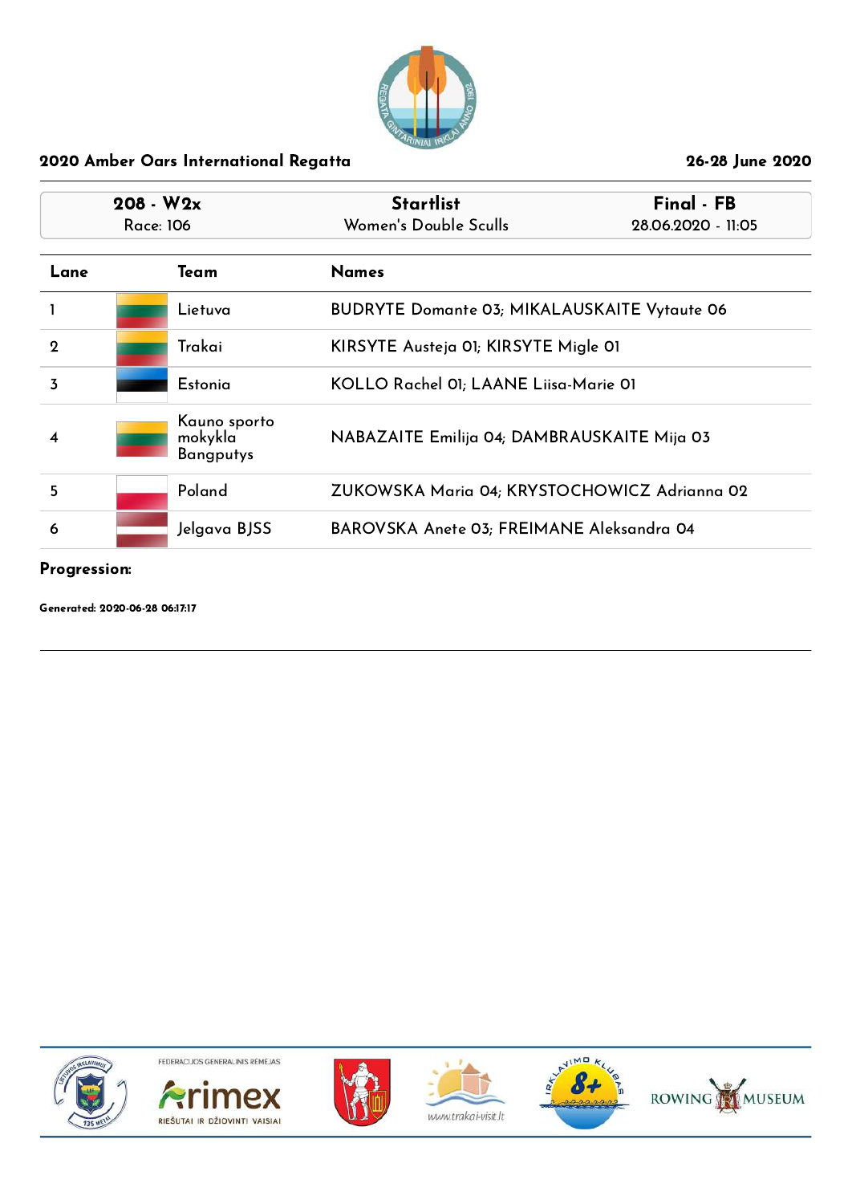## 2020 Amber Oars International Regatta

26-28 June 2020

| 208 - W2x<br>Race: 106 | Startlist<br>Women's Double Sculls | Final - FB<br>28.06.2020 - 11:05 |
|---|---|---|

| Lane | Team | Names |
|---|---|---|
| 1 | Lietuva | BUDRYTE Domante 03; MIKALAUSKAITE Vytaute 06 |
| 2 | Trakai | KIRSYTE Austeja 01; KIRSYTE Migle 01 |
| 3 | Estonia | KOLLO Rachel 01; LAANE Liisa-Marie 01 |
| 4 | Kauno sporto mokykla Bangputys | NABAZAITE Emilija 04; DAMBRAUSKAITE Mija 03 |
| 5 | Poland | ZUKOWSKA Maria 04; KRYSTOCHOWICZ Adrianna 02 |
| 6 | Jelgava BJSS | BAROVSKA Anete 03; FREIMANE Aleksandra 04 |

**Progression:**

**Generated: 2020-06-28 06:17:17**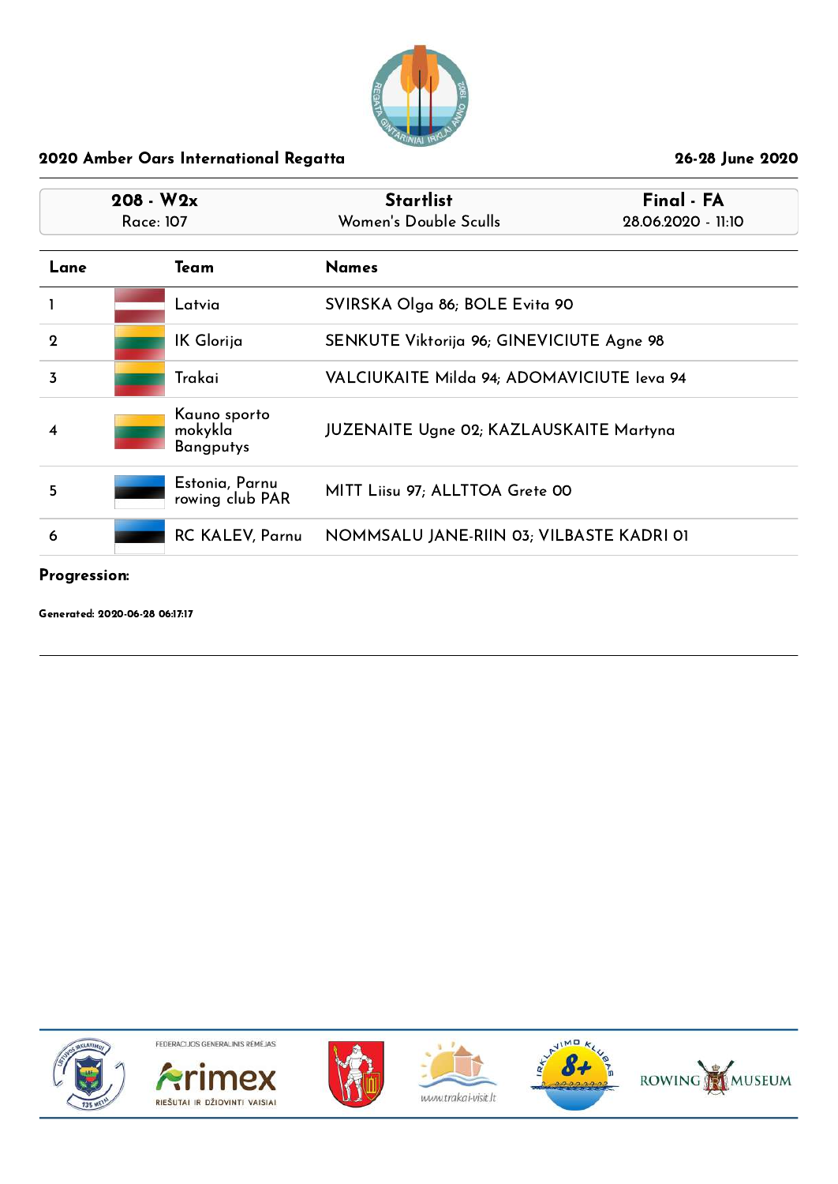## 2020 Amber Oars International Regatta

26-28 June 2020

| 208 - W2x<br>Race: 107 | Startlist<br>Women's Double Sculls | Final - FA<br>28.06.2020 - 11:10 |
|---|---|---|

| Lane | Team | Names |
|---|---|---|
| 1 | Latvia | SVIRSKA Olga 86; BOLE Evita 90 |
| 2 | IK Glorija | SENKUTE Viktorija 96; GINEVICIUTE Agne 98 |
| 3 | Trakai | VALCIUKAITE Milda 94; ADOMAVICIUTE Ieva 94 |
| 4 | Kauno sporto mokykla Bangputys | JUZENAITE Ugne 02; KAZLAUSKAITE Martyna |
| 5 | Estonia, Parnu rowing club PAR | MITT Liisu 97; ALLTTOA Grete 00 |
| 6 | RC KALEV, Parnu | NOMMSALU JANE-RIIN 03; VILBASTE KADRI 01 |

**Progression:**

**Generated: 2020-06-28 06:17:17**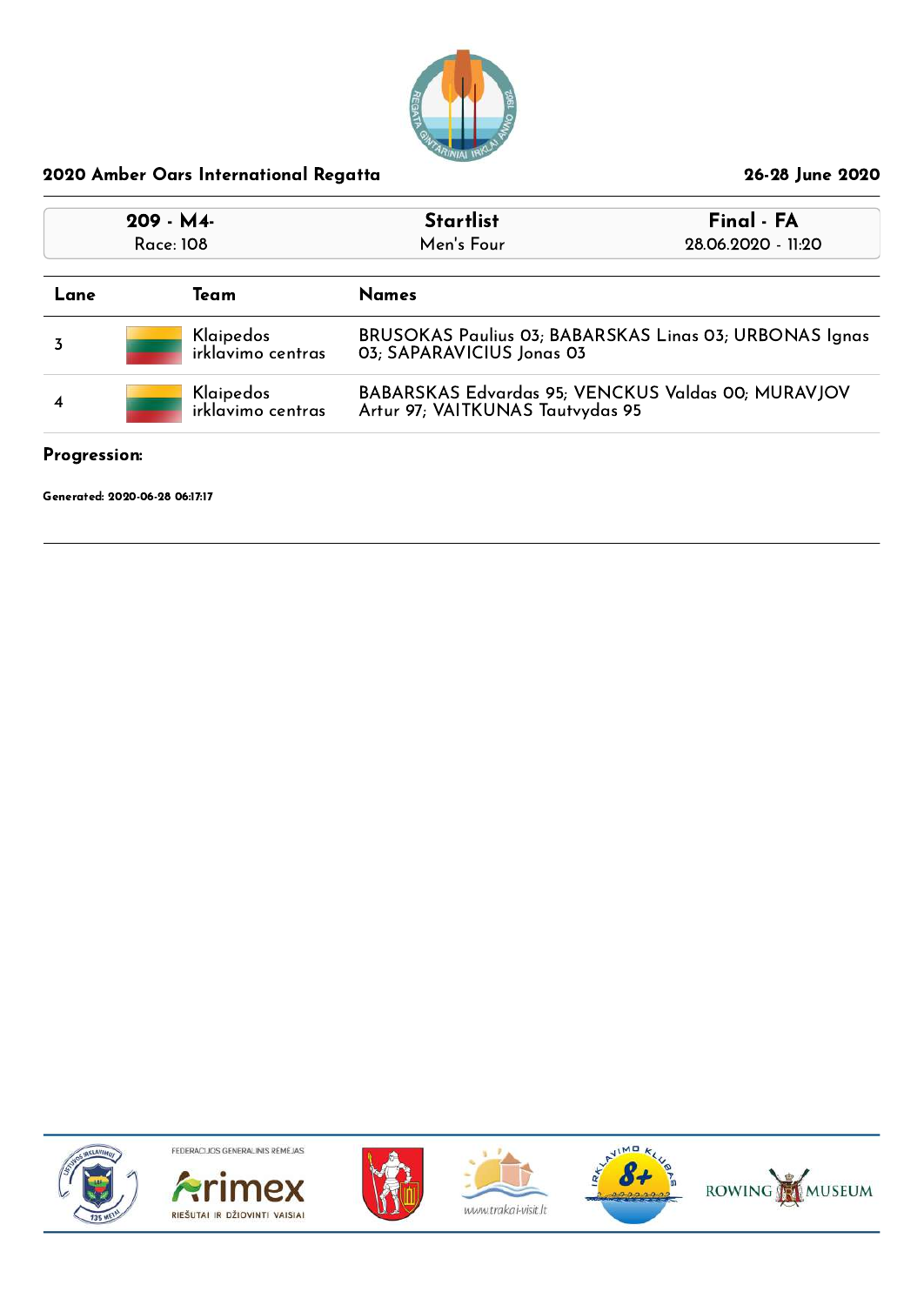## 2020 Amber Oars International Regatta

26-28 June 2020

| 209 - M4- | Startlist | Final - FA |
|---|---|---|
| Race: 108 | Men's Four | 28.06.2020 - 11:20 |

| Lane | Team | Names |
|---|---|---|
| 3 | Klaipedos irklavimo centras | BRUSOKAS Paulius 03; BABARSKAS Linas 03; URBONAS Ignas 03; SAPARAVICIUS Jonas 03 |
| 4 | Klaipedos irklavimo centras | BABARSKAS Edvardas 95; VENCKUS Valdas 00; MURAVJOV Artur 97; VAITKUNAS Tautvydas 95 |

**Progression:**

**Generated: 2020-06-28 06:17:17**

FEDERACIJOS GENERALINIS RĖMĖJAS

Arimex

RIEŠUTAI IR DŽIOVINTI VAISIAI

www.trakai-visit.lt

ROWING MUSEUM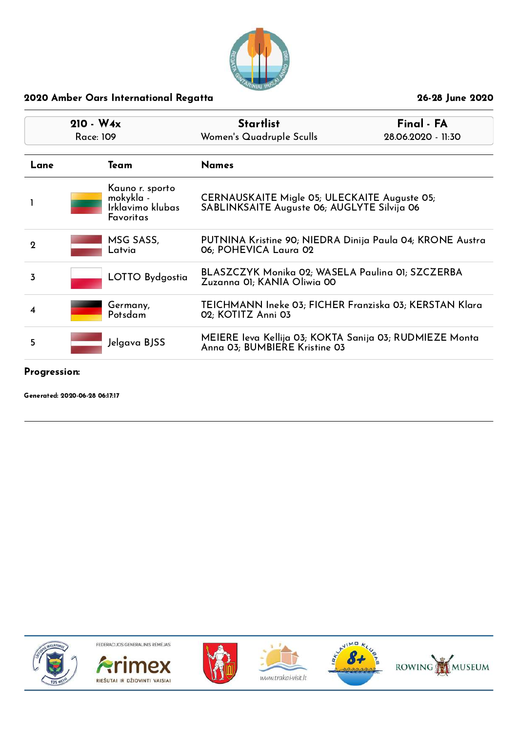## 2020 Amber Oars International Regatta

26-28 June 2020

| 210 - W4x | Startlist | Final - FA |
|---|---|---|
| Race: 109 | Women's Quadruple Sculls | 28.06.2020 - 11:30 |

| Lane | Team | Names |
|---|---|---|
| 1 | Kauno r. sporto mokykla - Irklavimo klubas Favoritas | CERNAUSKAITE Migle 05; ULECKAITE Auguste 05; SABLINKSAITE Auguste 06; AUGLYTE Silvija 06 |
| 2 | MSG SASS, Latvia | PUTNINA Kristine 90; NIEDRA Dinija Paula 04; KRONE Austra 06; POHEVICA Laura 02 |
| 3 | LOTTO Bydgostia | BLASZCZYK Monika 02; WASELA Paulina 01; SZCZERBA Zuzanna 01; KANIA Oliwia 00 |
| 4 | Germany, Potsdam | TEICHMANN Ineke 03; FICHER Franziska 03; KERSTAN Klara 02; KOTITZ Anni 03 |
| 5 | Jelgava BJSS | MEIERE Ieva Kellija 03; KOKTA Sanija 03; RUDMIEZE Monta Anna 03; BUMBIERE Kristine 03 |

**Progression:**

**Generated: 2020-06-28 06:17:17**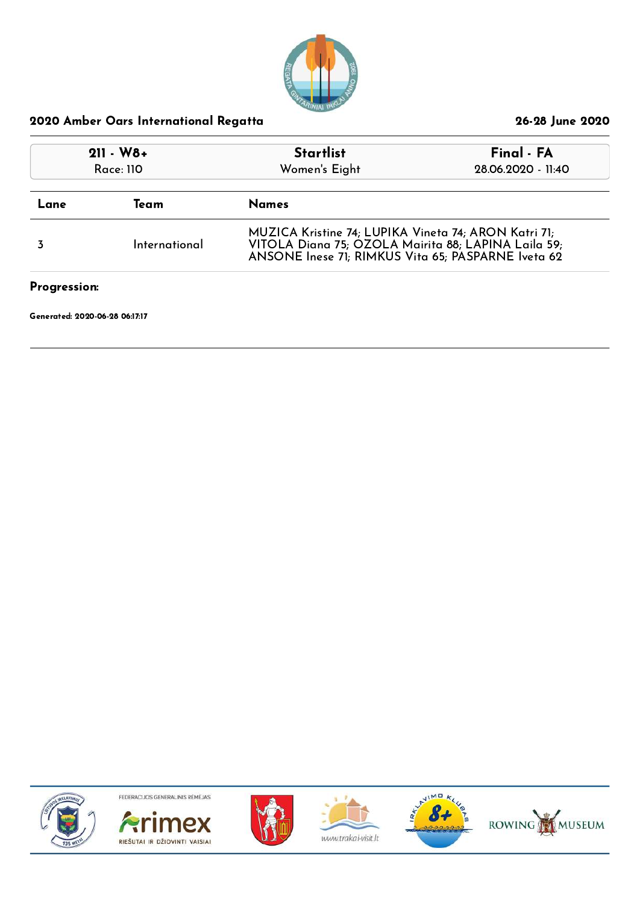## 2020 Amber Oars International Regatta

26-28 June 2020

| 211 - W8+ | Startlist | Final - FA |
|---|---|---|
| Race: 110 | Women's Eight | 28.06.2020 - 11:40 |

| Lane | Team | Names |
|---|---|---|
| 3 | International | MUZICA Kristine 74; LUPIKA Vineta 74; ARON Katri 71; VITOLA Diana 75; OZOLA Mairita 88; LAPINA Laila 59; ANSONE Inese 71; RIMKUS Vita 65; PASPARNE Iveta 62 |

**Progression:**

**Generated: 2020-06-28 06:17:17**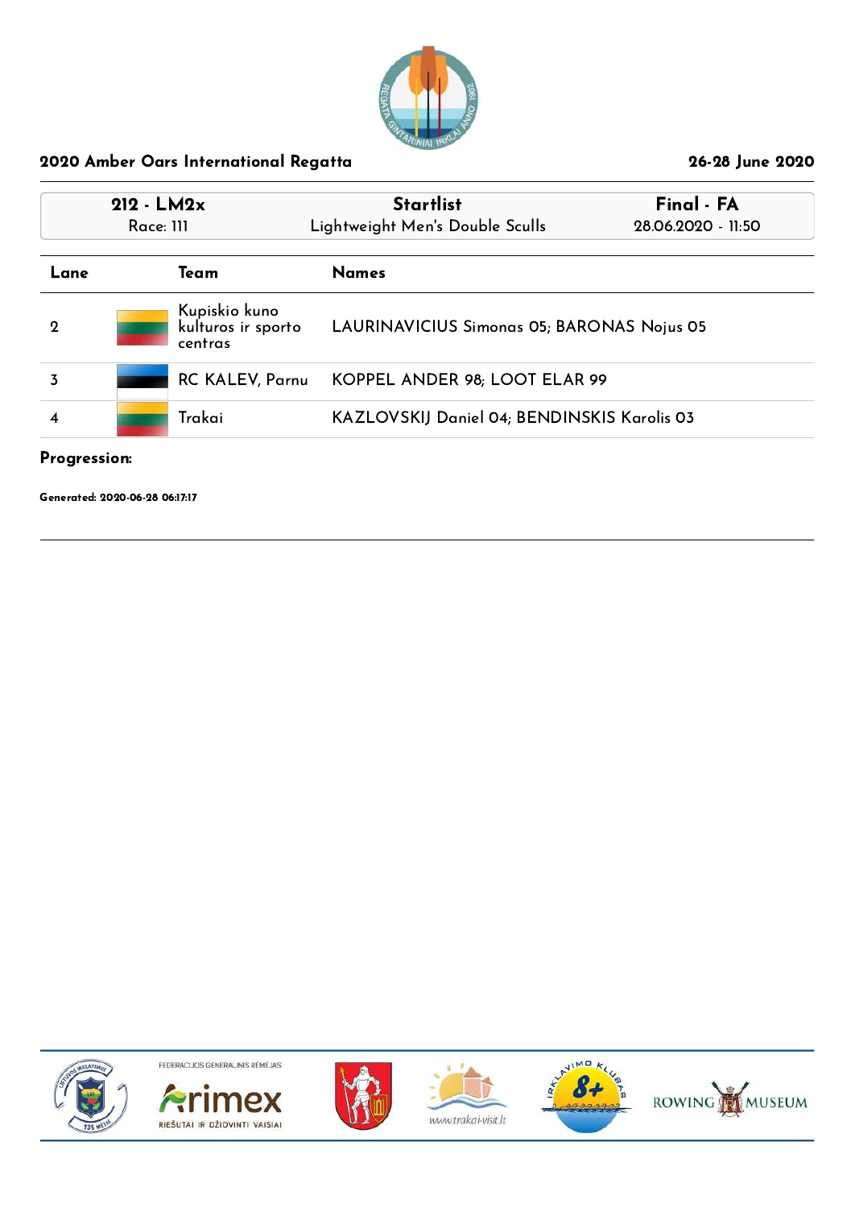## 2020 Amber Oars International Regatta

26-28 June 2020

| 212 - LM2x | Startlist | Final - FA |
|---|---|---|
| Race: 111 | Lightweight Men's Double Sculls | 28.06.2020 - 11:50 |

| Lane | Team | Names |
|---|---|---|
| 2 | Kupiskio kuno kulturos ir sporto centras | LAURINAVICIUS Simonas 05; BARONAS Nojus 05 |
| 3 | RC KALEV, Parnu | KOPPEL ANDER 98; LOOT ELAR 99 |
| 4 | Trakai | KAZLOVSKIJ Daniel 04; BENDINSKIS Karolis 03 |

**Progression:**

**Generated: 2020-06-28 06:17:17**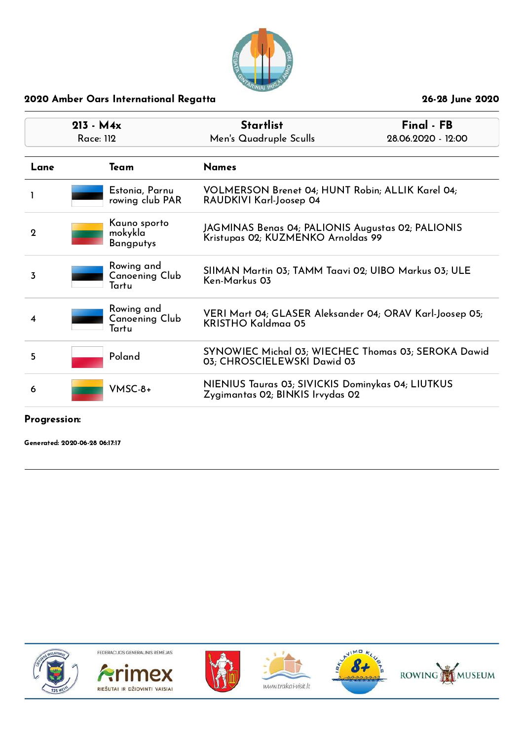## 2020 Amber Oars International Regatta

26-28 June 2020

| 213 - M4x<br>Race: 112 | Startlist<br>Men's Quadruple Sculls | Final - FB<br>28.06.2020 - 12:00 |
|---|---|---|

| Lane | Team | Names |
|---|---|---|
| 1 | Estonia, Parnu rowing club PAR | VOLMERSON Brenet 04; HUNT Robin; ALLIK Karel 04; RAUDKIVI Karl-Joosep 04 |
| 2 | Kauno sporto mokykla Bangputys | JAGMINAS Benas 04; PALIONIS Augustas 02; PALIONIS Kristupas 02; KUZMENKO Arnoldas 99 |
| 3 | Rowing and Canoening Club Tartu | SIIMAN Martin 03; TAMM Taavi 02; UIBO Markus 03; ULE Ken-Markus 03 |
| 4 | Rowing and Canoening Club Tartu | VERI Mart 04; GLASER Aleksander 04; ORAV Karl-Joosep 05; KRISTHO Kaldmaa 05 |
| 5 | Poland | SYNOWIEC Michal 03; WIECHEC Thomas 03; SEROKA Dawid 03; CHROSCIELEWSKI Dawid 03 |
| 6 | VMSC-8+ | NIENIUS Tauras 03; SIVICKIS Dominykas 04; LIUTKUS Zygimantas 02; BINKIS Irvydas 02 |

**Progression:**

**Generated: 2020-06-28 06:17:17**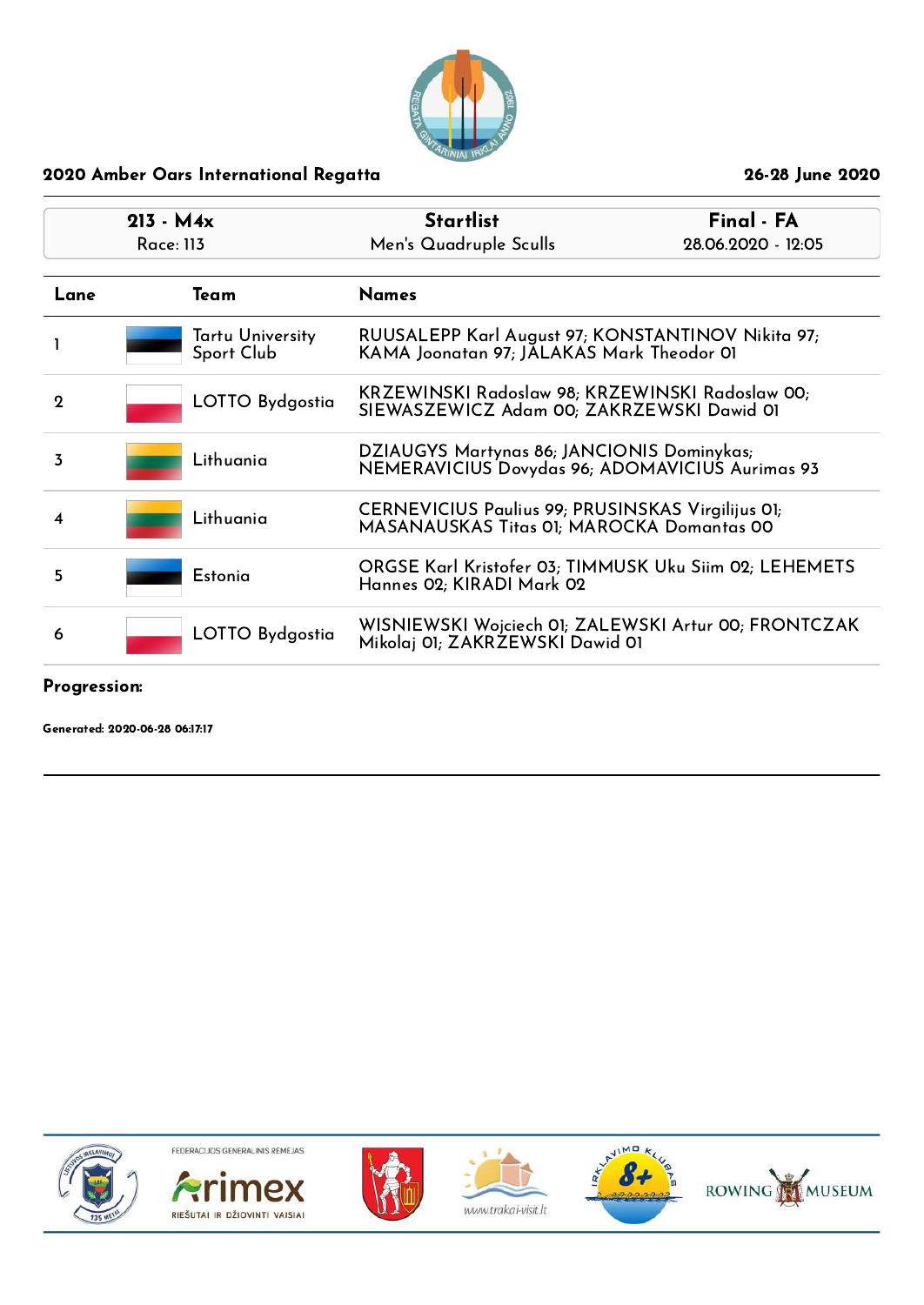## 2020 Amber Oars International Regatta

26-28 June 2020

| 213 - M4x<br>Race: 113 | Startlist<br>Men's Quadruple Sculls | Final - FA<br>28.06.2020 - 12:05 |
|---|---|---|

| Lane | Team | Names |
|---|---|---|
| 1 | Tartu University Sport Club | RUUSALEPP Karl August 97; KONSTANTINOV Nikita 97; KAMA Joonatan 97; JÄLAKAS Mark Theodor 01 |
| 2 | LOTTO Bydgostia | KRZEWINSKI Radoslaw 98; KRZEWINSKI Radoslaw 00; SIEWASZEWICZ Adam 00; ZAKRZEWSKI Dawid 01 |
| 3 | Lithuania | DZIAUGYS Martynas 86; JANCIONIS Dominykas; NEMERAVICIUS Dovydas 96; ADOMAVICIUS Aurimas 93 |
| 4 | Lithuania | CERNEVICIUS Paulius 99; PRUSINSKAS Virgilijus 01; MASANAUSKAS Titas 01; MAROCKA Domantas 00 |
| 5 | Estonia | ORGSE Karl Kristofer 03; TIMMUSK Uku Siim 02; LEHEMETS Hannes 02; KIRADI Mark 02 |
| 6 | LOTTO Bydgostia | WISNIEWSKI Wojciech 01; ZALEWSKI Artur 00; FRONTCZAK Mikolaj 01; ZAKRZEWSKI Dawid 01 |

**Progression:**

**Generated: 2020-06-28 06:17:17**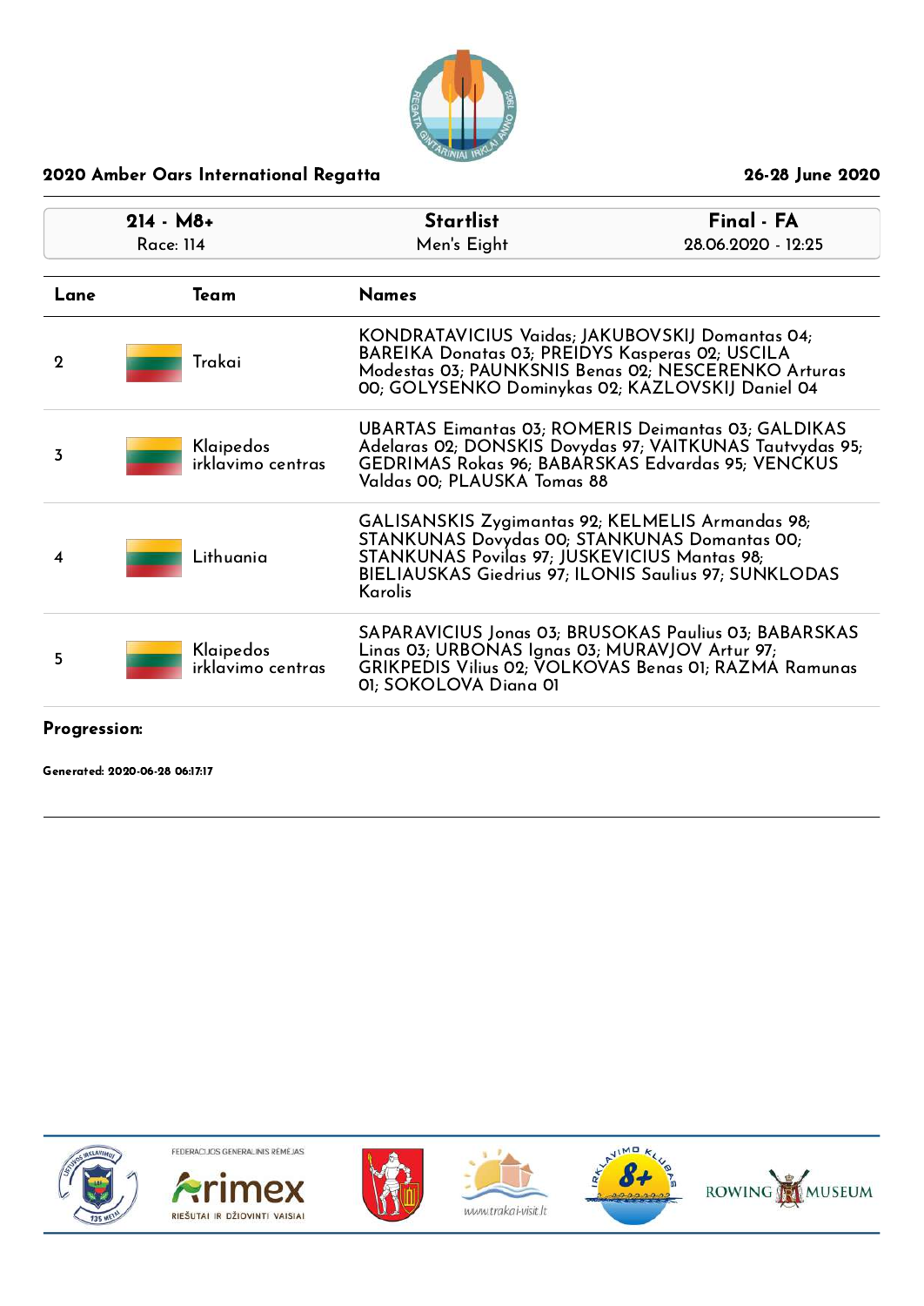## 2020 Amber Oars International Regatta

26-28 June 2020

| 214 - M8+ | Startlist | Final - FA |
|---|---|---|
| Race: 114 | Men's Eight | 28.06.2020 - 12:25 |

| Lane | Team | Names |
|---|---|---|
| 2 | Trakai | KONDRATAVICIUS Vaidas; JAKUBOVSKIJ Domantas 04; BAREIKA Donatas 03; PREIDYS Kasperas 02; USCILA Modestas 03; PAUNKSNIS Benas 02; NESCERENKO Arturas 00; GOLYSENKO Dominykas 02; KAZLOVSKIJ Daniel 04 |
| 3 | Klaipedos irklavimo centras | UBARTAS Eimantas 03; ROMERIS Deimantas 03; GALDIKAS Adelaras 02; DONSKIS Dovydas 97; VAITKUNAS Tautvydas 95; GEDRIMAS Rokas 96; BABARSKAS Edvardas 95; VENCKUS Valdas 00; PLAUSKA Tomas 88 |
| 4 | Lithuania | GALISANSKIS Zygimantas 92; KELMELIS Armandas 98; STANKUNAS Dovydas 00; STANKUNAS Domantas 00; STANKUNAS Povilas 97; JUSKEVICIUS Mantas 98; BIELIAUSKAS Giedrius 97; ILONIS Saulius 97; SUNKLODAS Karolis |
| 5 | Klaipedos irklavimo centras | SAPARAVICIUS Jonas 03; BRUSOKAS Paulius 03; BABARSKAS Linas 03; URBONAS Ignas 03; MURAVJOV Artur 97; GRIKPEDIS Vilius 02; VOLKOVAS Benas 01; RAZMA Ramunas 01; SOKOLOVA Diana 01 |

**Progression:**

**Generated: 2020-06-28 06:17:17**